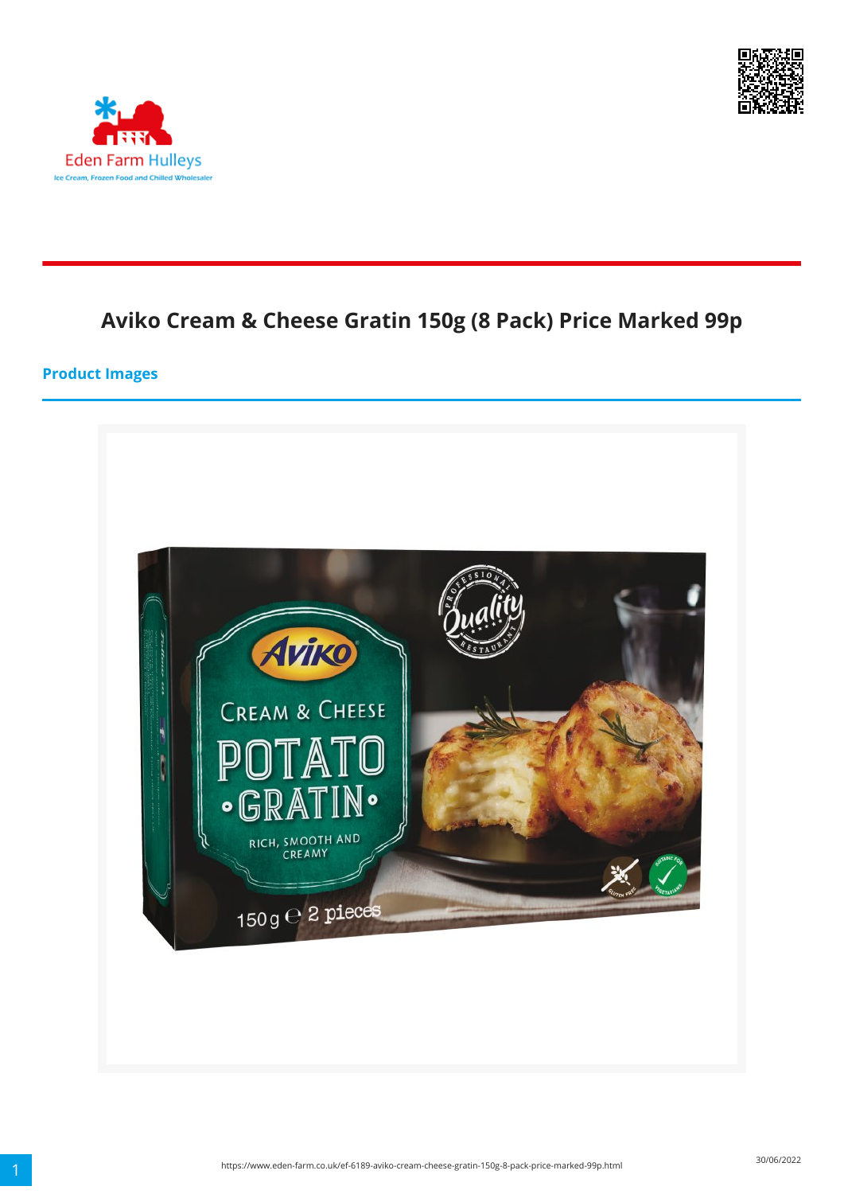# Aviko Cream & Cheese Gratin 150g (8 Pack) Price Marked 99p

## Product Images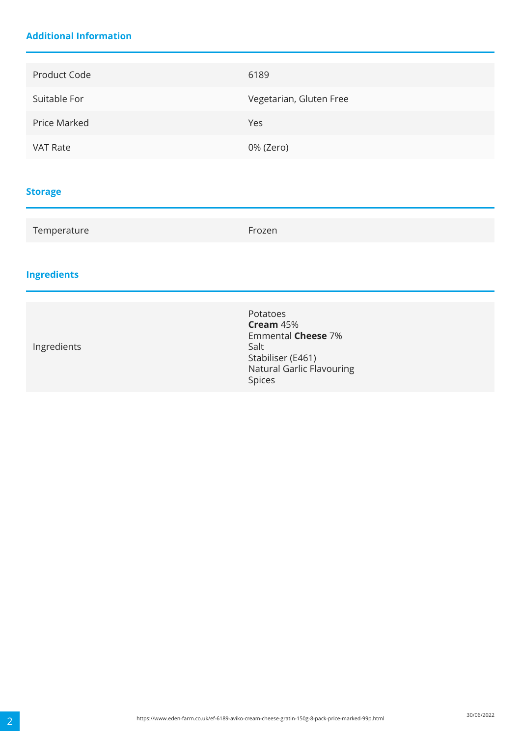## Additional Information

| | |
|---|---|
| Product Code | 6189 |
| Suitable For | Vegetarian, Gluten Free |
| Price Marked | Yes |
| VAT Rate | 0% (Zero) |

## Storage

| | |
|---|---|
| Temperature | Frozen |

## Ingredients

| | |
|---|---|
| Ingredients | Potatoes<br>**Cream** 45%<br>Emmental **Cheese** 7%<br>Salt<br>Stabiliser (E461)<br>Natural Garlic Flavouring<br>Spices |

https://www.eden-farm.co.uk/ef-6189-aviko-cream-cheese-gratin-150g-8-pack-price-marked-99p.html

30/06/2022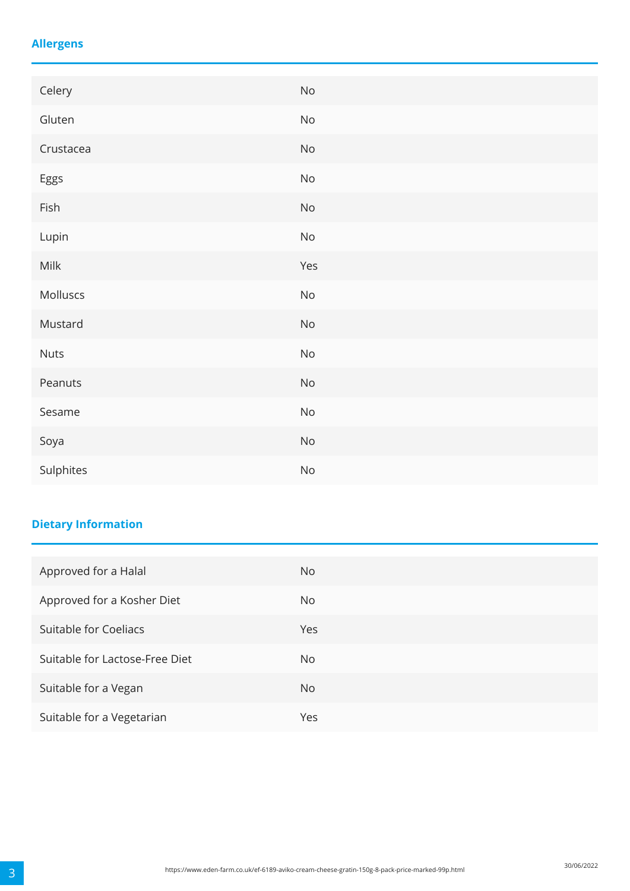## Allergens

| | |
|---|---|
| Celery | No |
| Gluten | No |
| Crustacea | No |
| Eggs | No |
| Fish | No |
| Lupin | No |
| Milk | Yes |
| Molluscs | No |
| Mustard | No |
| Nuts | No |
| Peanuts | No |
| Sesame | No |
| Soya | No |
| Sulphites | No |

## Dietary Information

| | |
|---|---|
| Approved for a Halal | No |
| Approved for a Kosher Diet | No |
| Suitable for Coeliacs | Yes |
| Suitable for Lactose-Free Diet | No |
| Suitable for a Vegan | No |
| Suitable for a Vegetarian | Yes |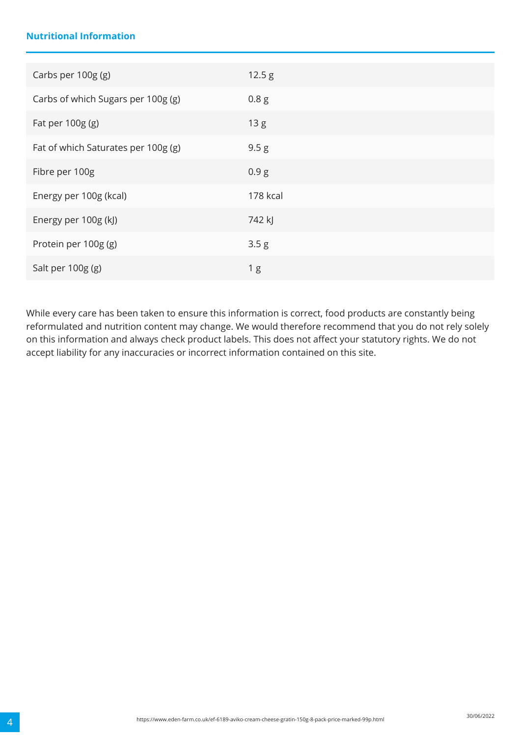## Nutritional Information

| | |
|---|---|
| Carbs per 100g (g) | 12.5 g |
| Carbs of which Sugars per 100g (g) | 0.8 g |
| Fat per 100g (g) | 13 g |
| Fat of which Saturates per 100g (g) | 9.5 g |
| Fibre per 100g | 0.9 g |
| Energy per 100g (kcal) | 178 kcal |
| Energy per 100g (kJ) | 742 kJ |
| Protein per 100g (g) | 3.5 g |
| Salt per 100g (g) | 1 g |

While every care has been taken to ensure this information is correct, food products are constantly being reformulated and nutrition content may change. We would therefore recommend that you do not rely solely on this information and always check product labels. This does not affect your statutory rights. We do not accept liability for any inaccuracies or incorrect information contained on this site.